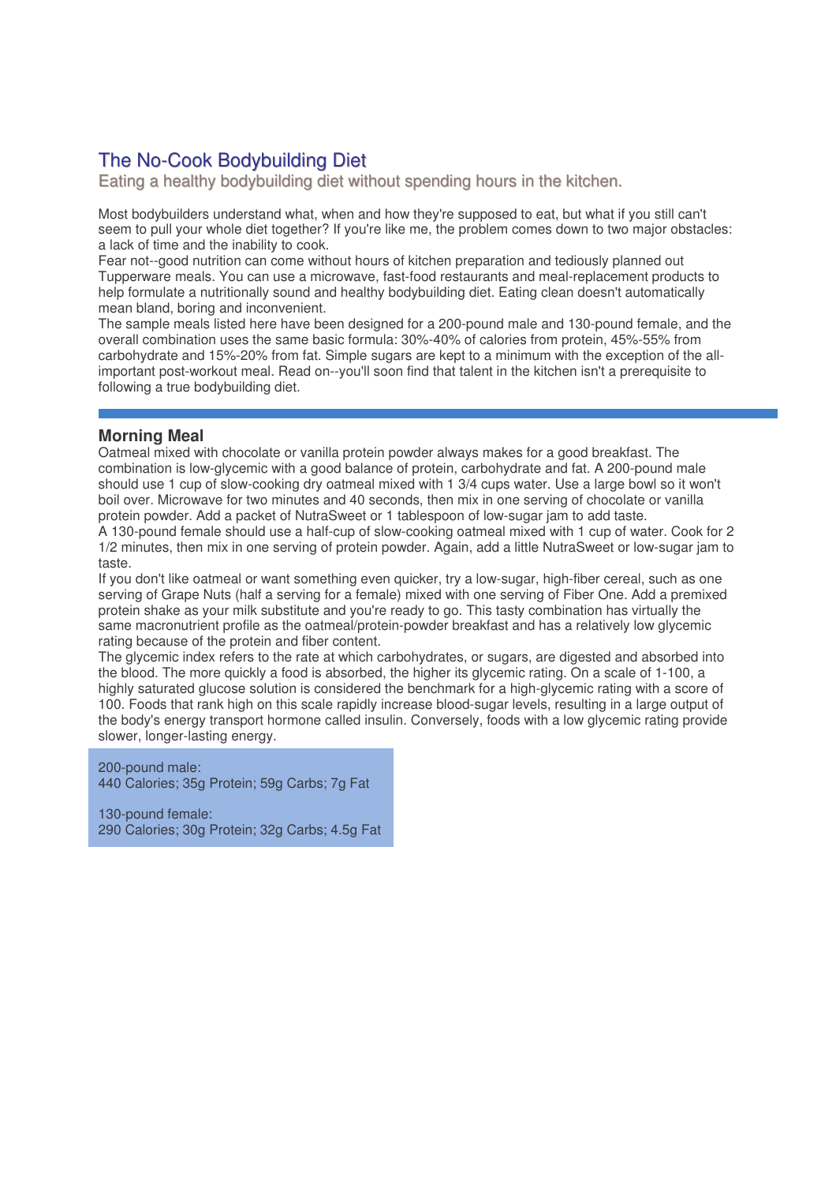# The No-Cook Bodybuilding Diet

Eating a healthy bodybuilding diet without spending hours in the kitchen.

Most bodybuilders understand what, when and how they're supposed to eat, but what if you still can't seem to pull your whole diet together? If you're like me, the problem comes down to two major obstacles: a lack of time and the inability to cook.

Fear not--good nutrition can come without hours of kitchen preparation and tediously planned out Tupperware meals. You can use a microwave, fast-food restaurants and meal-replacement products to help formulate a nutritionally sound and healthy bodybuilding diet. Eating clean doesn't automatically mean bland, boring and inconvenient.

The sample meals listed here have been designed for a 200-pound male and 130-pound female, and the overall combination uses the same basic formula: 30%-40% of calories from protein, 45%-55% from carbohydrate and 15%-20% from fat. Simple sugars are kept to a minimum with the exception of the all-important post-workout meal. Read on--you'll soon find that talent in the kitchen isn't a prerequisite to following a true bodybuilding diet.

## Morning Meal

Oatmeal mixed with chocolate or vanilla protein powder always makes for a good breakfast. The combination is low-glycemic with a good balance of protein, carbohydrate and fat. A 200-pound male should use 1 cup of slow-cooking dry oatmeal mixed with 1 3/4 cups water. Use a large bowl so it won't boil over. Microwave for two minutes and 40 seconds, then mix in one serving of chocolate or vanilla protein powder. Add a packet of NutraSweet or 1 tablespoon of low-sugar jam to add taste.

A 130-pound female should use a half-cup of slow-cooking oatmeal mixed with 1 cup of water. Cook for 2 1/2 minutes, then mix in one serving of protein powder. Again, add a little NutraSweet or low-sugar jam to taste.

If you don't like oatmeal or want something even quicker, try a low-sugar, high-fiber cereal, such as one serving of Grape Nuts (half a serving for a female) mixed with one serving of Fiber One. Add a premixed protein shake as your milk substitute and you're ready to go. This tasty combination has virtually the same macronutrient profile as the oatmeal/protein-powder breakfast and has a relatively low glycemic rating because of the protein and fiber content.

The glycemic index refers to the rate at which carbohydrates, or sugars, are digested and absorbed into the blood. The more quickly a food is absorbed, the higher its glycemic rating. On a scale of 1-100, a highly saturated glucose solution is considered the benchmark for a high-glycemic rating with a score of 100. Foods that rank high on this scale rapidly increase blood-sugar levels, resulting in a large output of the body's energy transport hormone called insulin. Conversely, foods with a low glycemic rating provide slower, longer-lasting energy.

200-pound male:
440 Calories; 35g Protein; 59g Carbs; 7g Fat

130-pound female:
290 Calories; 30g Protein; 32g Carbs; 4.5g Fat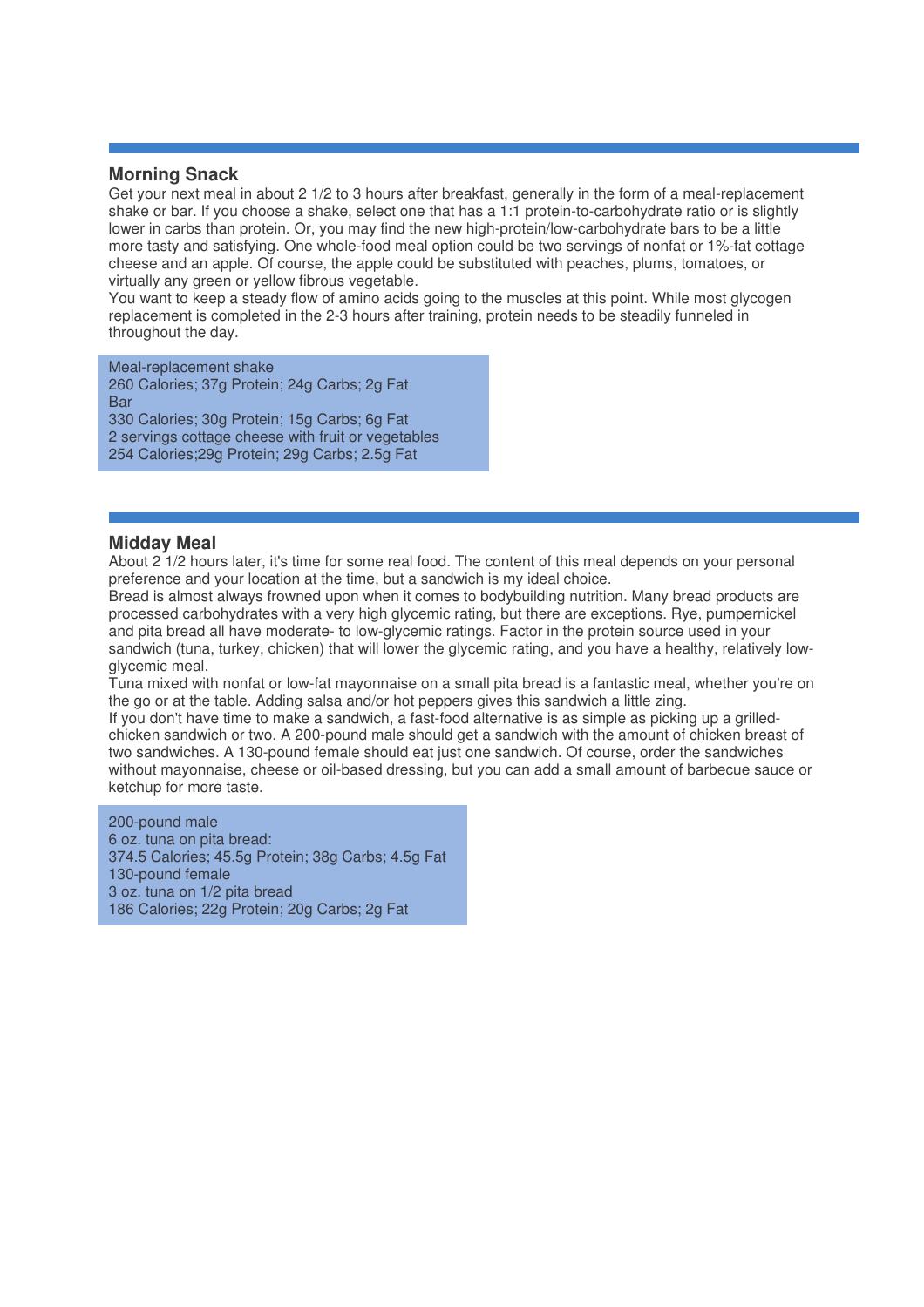## Morning Snack

Get your next meal in about 2 1/2 to 3 hours after breakfast, generally in the form of a meal-replacement shake or bar. If you choose a shake, select one that has a 1:1 protein-to-carbohydrate ratio or is slightly lower in carbs than protein. Or, you may find the new high-protein/low-carbohydrate bars to be a little more tasty and satisfying. One whole-food meal option could be two servings of nonfat or 1%-fat cottage cheese and an apple. Of course, the apple could be substituted with peaches, plums, tomatoes, or virtually any green or yellow fibrous vegetable.

You want to keep a steady flow of amino acids going to the muscles at this point. While most glycogen replacement is completed in the 2-3 hours after training, protein needs to be steadily funneled in throughout the day.

Meal-replacement shake
260 Calories; 37g Protein; 24g Carbs; 2g Fat
Bar
330 Calories; 30g Protein; 15g Carbs; 6g Fat
2 servings cottage cheese with fruit or vegetables
254 Calories;29g Protein; 29g Carbs; 2.5g Fat

## Midday Meal

About 2 1/2 hours later, it's time for some real food. The content of this meal depends on your personal preference and your location at the time, but a sandwich is my ideal choice.

Bread is almost always frowned upon when it comes to bodybuilding nutrition. Many bread products are processed carbohydrates with a very high glycemic rating, but there are exceptions. Rye, pumpernickel and pita bread all have moderate- to low-glycemic ratings. Factor in the protein source used in your sandwich (tuna, turkey, chicken) that will lower the glycemic rating, and you have a healthy, relatively low-glycemic meal.

Tuna mixed with nonfat or low-fat mayonnaise on a small pita bread is a fantastic meal, whether you're on the go or at the table. Adding salsa and/or hot peppers gives this sandwich a little zing.

If you don't have time to make a sandwich, a fast-food alternative is as simple as picking up a grilled-chicken sandwich or two. A 200-pound male should get a sandwich with the amount of chicken breast of two sandwiches. A 130-pound female should eat just one sandwich. Of course, order the sandwiches without mayonnaise, cheese or oil-based dressing, but you can add a small amount of barbecue sauce or ketchup for more taste.

200-pound male
6 oz. tuna on pita bread:
374.5 Calories; 45.5g Protein; 38g Carbs; 4.5g Fat
130-pound female
3 oz. tuna on 1/2 pita bread
186 Calories; 22g Protein; 20g Carbs; 2g Fat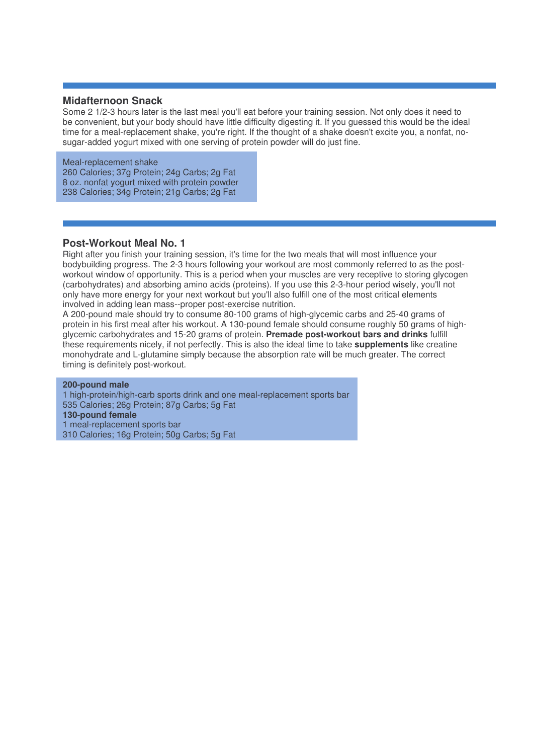## Midafternoon Snack

Some 2 1/2-3 hours later is the last meal you'll eat before your training session. Not only does it need to be convenient, but your body should have little difficulty digesting it. If you guessed this would be the ideal time for a meal-replacement shake, you're right. If the thought of a shake doesn't excite you, a nonfat, no-sugar-added yogurt mixed with one serving of protein powder will do just fine.

Meal-replacement shake
260 Calories; 37g Protein; 24g Carbs; 2g Fat
8 oz. nonfat yogurt mixed with protein powder
238 Calories; 34g Protein; 21g Carbs; 2g Fat

## Post-Workout Meal No. 1

Right after you finish your training session, it's time for the two meals that will most influence your bodybuilding progress. The 2-3 hours following your workout are most commonly referred to as the post-workout window of opportunity. This is a period when your muscles are very receptive to storing glycogen (carbohydrates) and absorbing amino acids (proteins). If you use this 2-3-hour period wisely, you'll not only have more energy for your next workout but you'll also fulfill one of the most critical elements involved in adding lean mass--proper post-exercise nutrition.

A 200-pound male should try to consume 80-100 grams of high-glycemic carbs and 25-40 grams of protein in his first meal after his workout. A 130-pound female should consume roughly 50 grams of high-glycemic carbohydrates and 15-20 grams of protein. **Premade post-workout bars and drinks** fulfill these requirements nicely, if not perfectly. This is also the ideal time to take **supplements** like creatine monohydrate and L-glutamine simply because the absorption rate will be much greater. The correct timing is definitely post-workout.

**200-pound male**
1 high-protein/high-carb sports drink and one meal-replacement sports bar
535 Calories; 26g Protein; 87g Carbs; 5g Fat
**130-pound female**
1 meal-replacement sports bar
310 Calories; 16g Protein; 50g Carbs; 5g Fat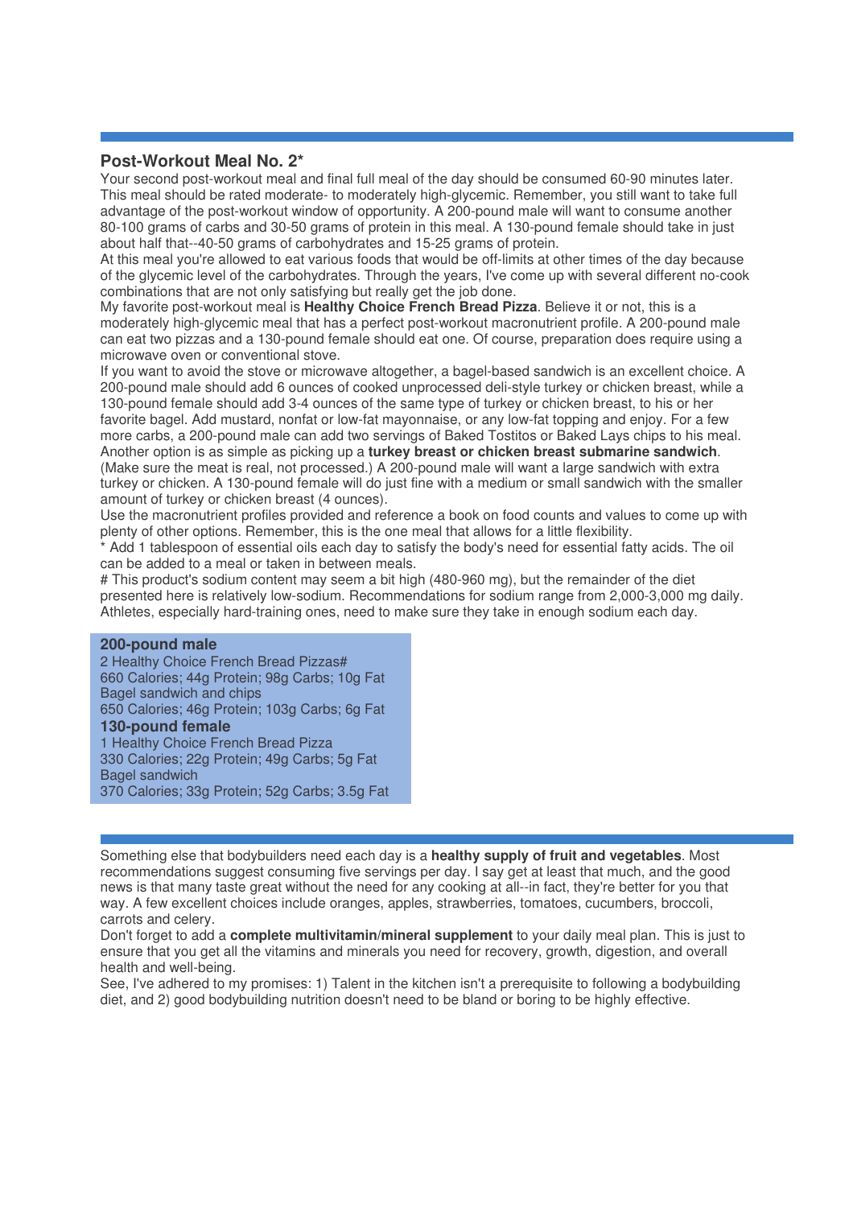## Post-Workout Meal No. 2*

Your second post-workout meal and final full meal of the day should be consumed 60-90 minutes later. This meal should be rated moderate- to moderately high-glycemic. Remember, you still want to take full advantage of the post-workout window of opportunity. A 200-pound male will want to consume another 80-100 grams of carbs and 30-50 grams of protein in this meal. A 130-pound female should take in just about half that--40-50 grams of carbohydrates and 15-25 grams of protein.

At this meal you're allowed to eat various foods that would be off-limits at other times of the day because of the glycemic level of the carbohydrates. Through the years, I've come up with several different no-cook combinations that are not only satisfying but really get the job done.

My favorite post-workout meal is **Healthy Choice French Bread Pizza**. Believe it or not, this is a moderately high-glycemic meal that has a perfect post-workout macronutrient profile. A 200-pound male can eat two pizzas and a 130-pound female should eat one. Of course, preparation does require using a microwave oven or conventional stove.

If you want to avoid the stove or microwave altogether, a bagel-based sandwich is an excellent choice. A 200-pound male should add 6 ounces of cooked unprocessed deli-style turkey or chicken breast, while a 130-pound female should add 3-4 ounces of the same type of turkey or chicken breast, to his or her favorite bagel. Add mustard, nonfat or low-fat mayonnaise, or any low-fat topping and enjoy. For a few more carbs, a 200-pound male can add two servings of Baked Tostitos or Baked Lays chips to his meal.

Another option is as simple as picking up a **turkey breast or chicken breast submarine sandwich**. (Make sure the meat is real, not processed.) A 200-pound male will want a large sandwich with extra turkey or chicken. A 130-pound female will do just fine with a medium or small sandwich with the smaller amount of turkey or chicken breast (4 ounces).

Use the macronutrient profiles provided and reference a book on food counts and values to come up with plenty of other options. Remember, this is the one meal that allows for a little flexibility.

* Add 1 tablespoon of essential oils each day to satisfy the body's need for essential fatty acids. The oil can be added to a meal or taken in between meals.

# This product's sodium content may seem a bit high (480-960 mg), but the remainder of the diet presented here is relatively low-sodium. Recommendations for sodium range from 2,000-3,000 mg daily. Athletes, especially hard-training ones, need to make sure they take in enough sodium each day.

**200-pound male**

2 Healthy Choice French Bread Pizzas#
660 Calories; 44g Protein; 98g Carbs; 10g Fat

Bagel sandwich and chips
650 Calories; 46g Protein; 103g Carbs; 6g Fat

**130-pound female**

1 Healthy Choice French Bread Pizza
330 Calories; 22g Protein; 49g Carbs; 5g Fat

Bagel sandwich
370 Calories; 33g Protein; 52g Carbs; 3.5g Fat

---

Something else that bodybuilders need each day is a **healthy supply of fruit and vegetables**. Most recommendations suggest consuming five servings per day. I say get at least that much, and the good news is that many taste great without the need for any cooking at all--in fact, they're better for you that way. A few excellent choices include oranges, apples, strawberries, tomatoes, cucumbers, broccoli, carrots and celery.

Don't forget to add a **complete multivitamin/mineral supplement** to your daily meal plan. This is just to ensure that you get all the vitamins and minerals you need for recovery, growth, digestion, and overall health and well-being.

See, I've adhered to my promises: 1) Talent in the kitchen isn't a prerequisite to following a bodybuilding diet, and 2) good bodybuilding nutrition doesn't need to be bland or boring to be highly effective.